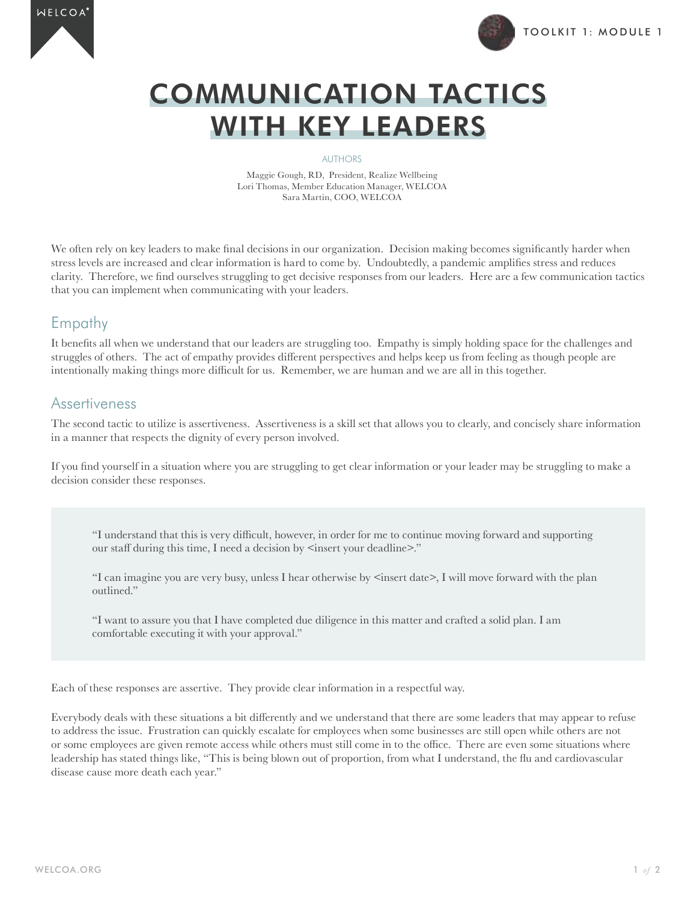# COMMUNICATION TACTICS WITH KEY LEADERS

AUTHORS

Maggie Gough, RD, President, Realize Wellbeing
Lori Thomas, Member Education Manager, WELCOA
Sara Martin, COO, WELCOA

We often rely on key leaders to make final decisions in our organization. Decision making becomes significantly harder when stress levels are increased and clear information is hard to come by. Undoubtedly, a pandemic amplifies stress and reduces clarity. Therefore, we find ourselves struggling to get decisive responses from our leaders. Here are a few communication tactics that you can implement when communicating with your leaders.

## Empathy

It benefits all when we understand that our leaders are struggling too. Empathy is simply holding space for the challenges and struggles of others. The act of empathy provides different perspectives and helps keep us from feeling as though people are intentionally making things more difficult for us. Remember, we are human and we are all in this together.

## Assertiveness

The second tactic to utilize is assertiveness. Assertiveness is a skill set that allows you to clearly, and concisely share information in a manner that respects the dignity of every person involved.

If you find yourself in a situation where you are struggling to get clear information or your leader may be struggling to make a decision consider these responses.

> "I understand that this is very difficult, however, in order for me to continue moving forward and supporting our staff during this time, I need a decision by <insert your deadline>."
>
> "I can imagine you are very busy, unless I hear otherwise by <insert date>, I will move forward with the plan outlined."
>
> "I want to assure you that I have completed due diligence in this matter and crafted a solid plan. I am comfortable executing it with your approval."

Each of these responses are assertive. They provide clear information in a respectful way.

Everybody deals with these situations a bit differently and we understand that there are some leaders that may appear to refuse to address the issue. Frustration can quickly escalate for employees when some businesses are still open while others are not or some employees are given remote access while others must still come in to the office. There are even some situations where leadership has stated things like, "This is being blown out of proportion, from what I understand, the flu and cardiovascular disease cause more death each year."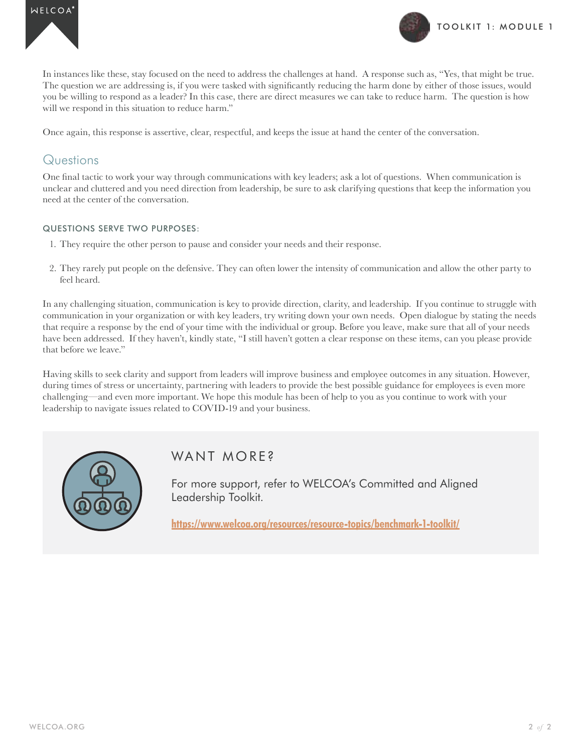In instances like these, stay focused on the need to address the challenges at hand. A response such as, "Yes, that might be true. The question we are addressing is, if you were tasked with significantly reducing the harm done by either of those issues, would you be willing to respond as a leader? In this case, there are direct measures we can take to reduce harm. The question is how will we respond in this situation to reduce harm."

Once again, this response is assertive, clear, respectful, and keeps the issue at hand the center of the conversation.

## Questions

One final tactic to work your way through communications with key leaders; ask a lot of questions. When communication is unclear and cluttered and you need direction from leadership, be sure to ask clarifying questions that keep the information you need at the center of the conversation.

#### QUESTIONS SERVE TWO PURPOSES:

1. They require the other person to pause and consider your needs and their response.
2. They rarely put people on the defensive. They can often lower the intensity of communication and allow the other party to feel heard.

In any challenging situation, communication is key to provide direction, clarity, and leadership. If you continue to struggle with communication in your organization or with key leaders, try writing down your own needs. Open dialogue by stating the needs that require a response by the end of your time with the individual or group. Before you leave, make sure that all of your needs have been addressed. If they haven't, kindly state, "I still haven't gotten a clear response on these items, can you please provide that before we leave."

Having skills to seek clarity and support from leaders will improve business and employee outcomes in any situation. However, during times of stress or uncertainty, partnering with leaders to provide the best possible guidance for employees is even more challenging—and even more important. We hope this module has been of help to you as you continue to work with your leadership to navigate issues related to COVID-19 and your business.

### WANT MORE?

For more support, refer to WELCOA's Committed and Aligned Leadership Toolkit.

https://www.welcoa.org/resources/resource-topics/benchmark-1-toolkit/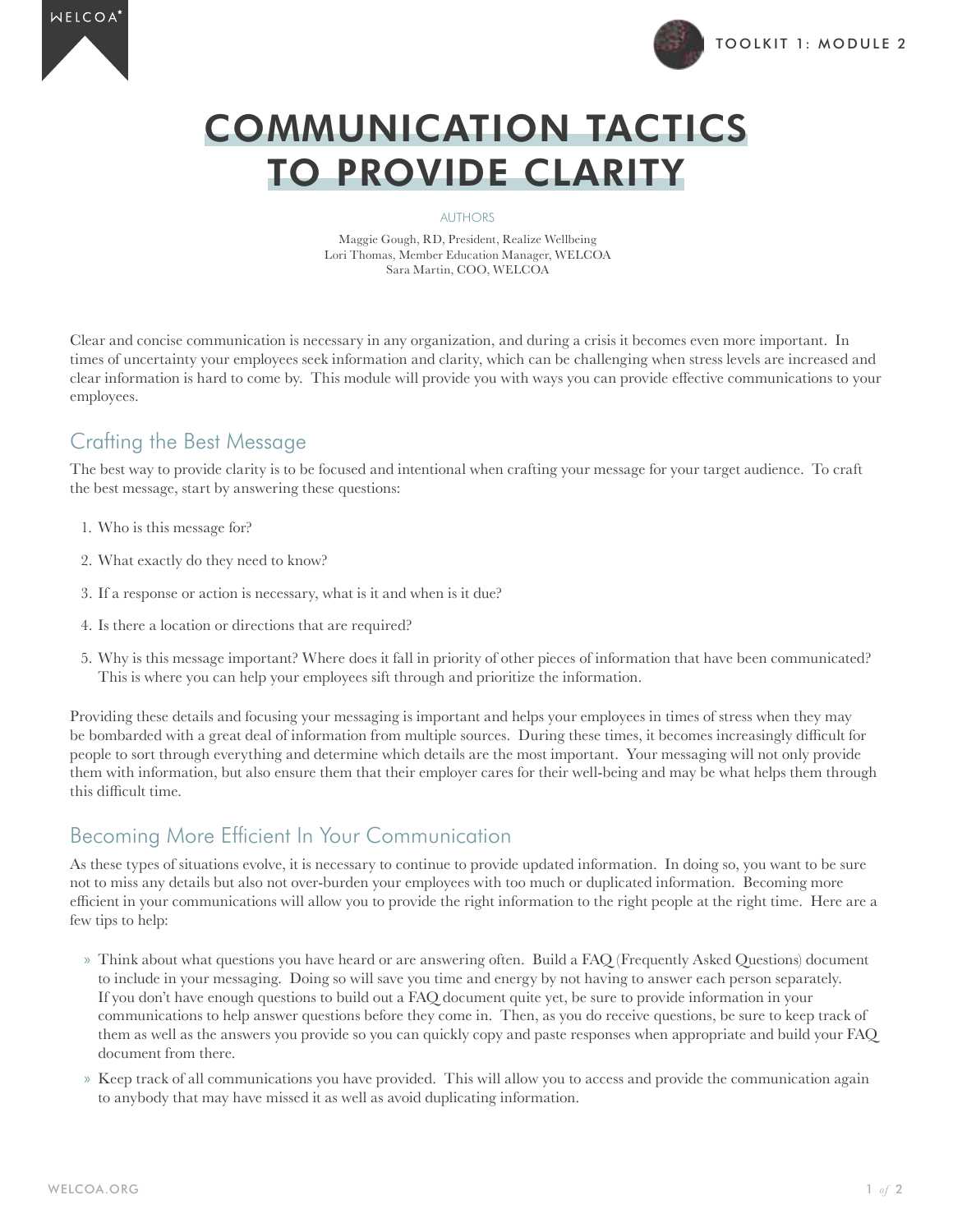# COMMUNICATION TACTICS TO PROVIDE CLARITY

AUTHORS

Maggie Gough, RD, President, Realize Wellbeing
Lori Thomas, Member Education Manager, WELCOA
Sara Martin, COO, WELCOA

Clear and concise communication is necessary in any organization, and during a crisis it becomes even more important. In times of uncertainty your employees seek information and clarity, which can be challenging when stress levels are increased and clear information is hard to come by. This module will provide you with ways you can provide effective communications to your employees.

## Crafting the Best Message

The best way to provide clarity is to be focused and intentional when crafting your message for your target audience. To craft the best message, start by answering these questions:

1. Who is this message for?
2. What exactly do they need to know?
3. If a response or action is necessary, what is it and when is it due?
4. Is there a location or directions that are required?
5. Why is this message important? Where does it fall in priority of other pieces of information that have been communicated? This is where you can help your employees sift through and prioritize the information.

Providing these details and focusing your messaging is important and helps your employees in times of stress when they may be bombarded with a great deal of information from multiple sources. During these times, it becomes increasingly difficult for people to sort through everything and determine which details are the most important. Your messaging will not only provide them with information, but also ensure them that their employer cares for their well-being and may be what helps them through this difficult time.

## Becoming More Efficient In Your Communication

As these types of situations evolve, it is necessary to continue to provide updated information. In doing so, you want to be sure not to miss any details but also not over-burden your employees with too much or duplicated information. Becoming more efficient in your communications will allow you to provide the right information to the right people at the right time. Here are a few tips to help:

- Think about what questions you have heard or are answering often. Build a FAQ (Frequently Asked Questions) document to include in your messaging. Doing so will save you time and energy by not having to answer each person separately. If you don't have enough questions to build out a FAQ document quite yet, be sure to provide information in your communications to help answer questions before they come in. Then, as you do receive questions, be sure to keep track of them as well as the answers you provide so you can quickly copy and paste responses when appropriate and build your FAQ document from there.
- Keep track of all communications you have provided. This will allow you to access and provide the communication again to anybody that may have missed it as well as avoid duplicating information.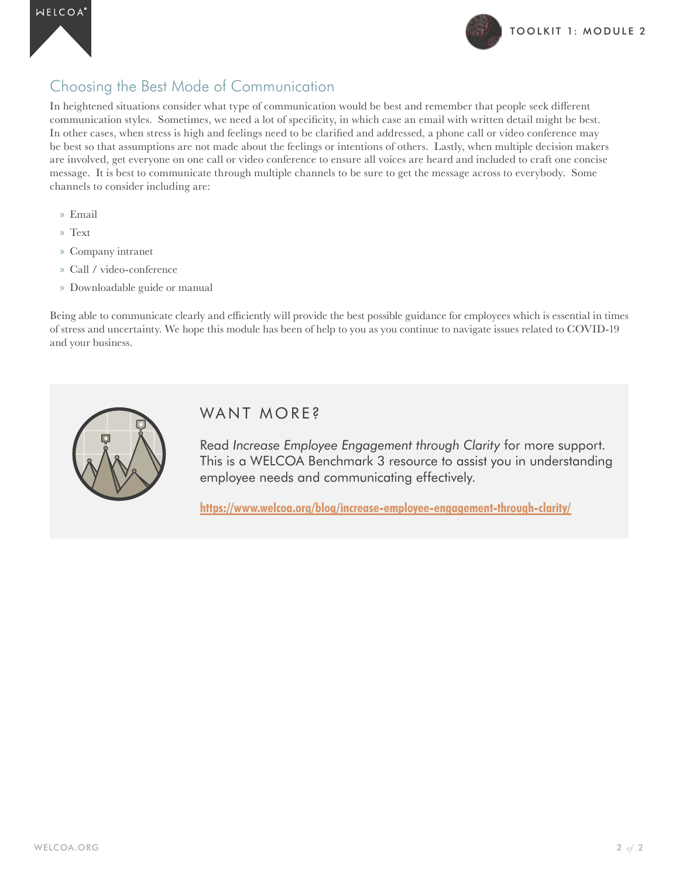## Choosing the Best Mode of Communication

In heightened situations consider what type of communication would be best and remember that people seek different communication styles. Sometimes, we need a lot of specificity, in which case an email with written detail might be best. In other cases, when stress is high and feelings need to be clarified and addressed, a phone call or video conference may be best so that assumptions are not made about the feelings or intentions of others. Lastly, when multiple decision makers are involved, get everyone on one call or video conference to ensure all voices are heard and included to craft one concise message. It is best to communicate through multiple channels to be sure to get the message across to everybody. Some channels to consider including are:

- Email
- Text
- Company intranet
- Call / video-conference
- Downloadable guide or manual

Being able to communicate clearly and efficiently will provide the best possible guidance for employees which is essential in times of stress and uncertainty. We hope this module has been of help to you as you continue to navigate issues related to COVID-19 and your business.

### WANT MORE?

Read *Increase Employee Engagement through Clarity* for more support. This is a WELCOA Benchmark 3 resource to assist you in understanding employee needs and communicating effectively.

**https://www.welcoa.org/blog/increase-employee-engagement-through-clarity/**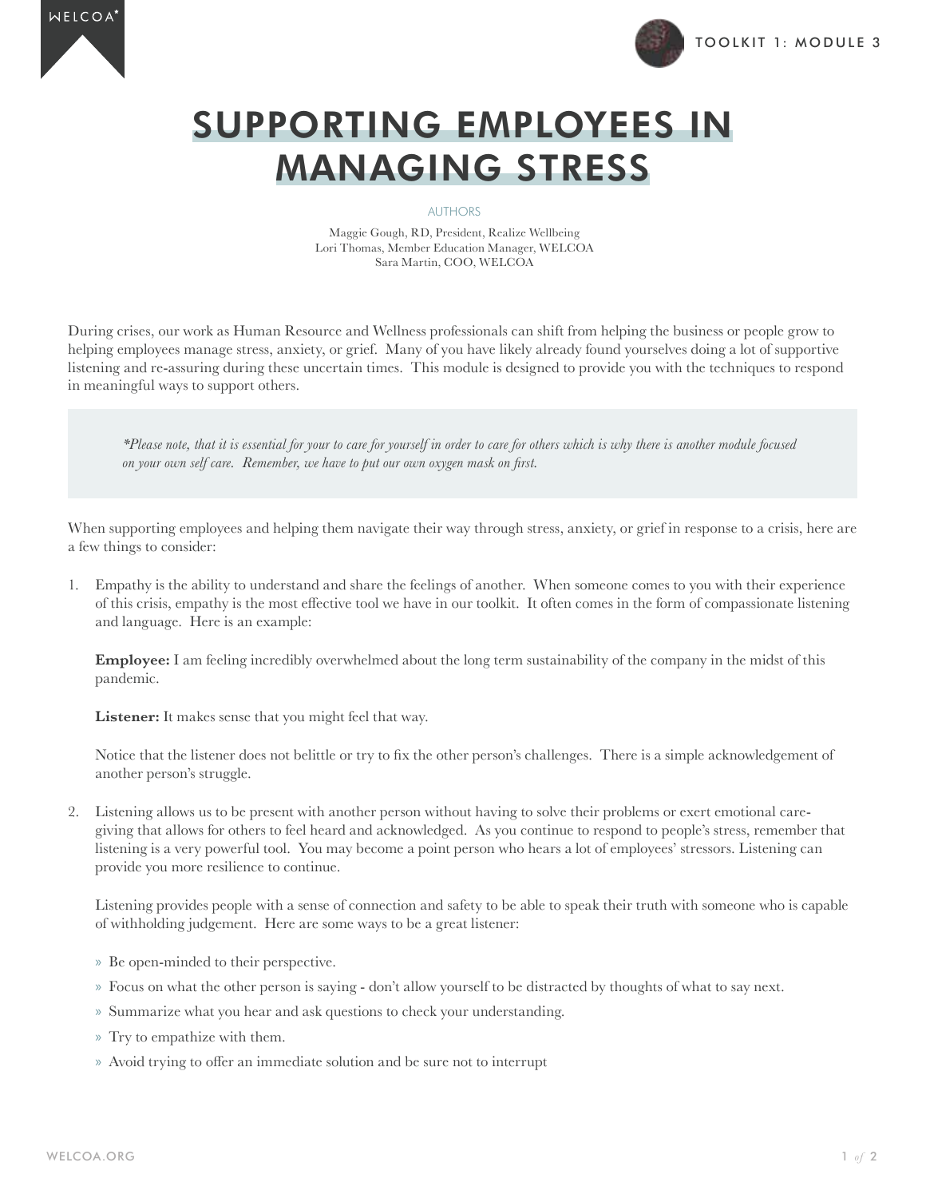# SUPPORTING EMPLOYEES IN MANAGING STRESS

AUTHORS

Maggie Gough, RD, President, Realize Wellbeing
Lori Thomas, Member Education Manager, WELCOA
Sara Martin, COO, WELCOA

During crises, our work as Human Resource and Wellness professionals can shift from helping the business or people grow to helping employees manage stress, anxiety, or grief. Many of you have likely already found yourselves doing a lot of supportive listening and re-assuring during these uncertain times. This module is designed to provide you with the techniques to respond in meaningful ways to support others.

> *\*Please note, that it is essential for your to care for yourself in order to care for others which is why there is another module focused on your own self care. Remember, we have to put our own oxygen mask on first.*

When supporting employees and helping them navigate their way through stress, anxiety, or grief in response to a crisis, here are a few things to consider:

1. Empathy is the ability to understand and share the feelings of another. When someone comes to you with their experience of this crisis, empathy is the most effective tool we have in our toolkit. It often comes in the form of compassionate listening and language. Here is an example:

   **Employee:** I am feeling incredibly overwhelmed about the long term sustainability of the company in the midst of this pandemic.

   **Listener:** It makes sense that you might feel that way.

   Notice that the listener does not belittle or try to fix the other person's challenges. There is a simple acknowledgement of another person's struggle.

2. Listening allows us to be present with another person without having to solve their problems or exert emotional care-giving that allows for others to feel heard and acknowledged. As you continue to respond to people's stress, remember that listening is a very powerful tool. You may become a point person who hears a lot of employees' stressors. Listening can provide you more resilience to continue.

   Listening provides people with a sense of connection and safety to be able to speak their truth with someone who is capable of withholding judgement. Here are some ways to be a great listener:

   - Be open-minded to their perspective.
   - Focus on what the other person is saying - don't allow yourself to be distracted by thoughts of what to say next.
   - Summarize what you hear and ask questions to check your understanding.
   - Try to empathize with them.
   - Avoid trying to offer an immediate solution and be sure not to interrupt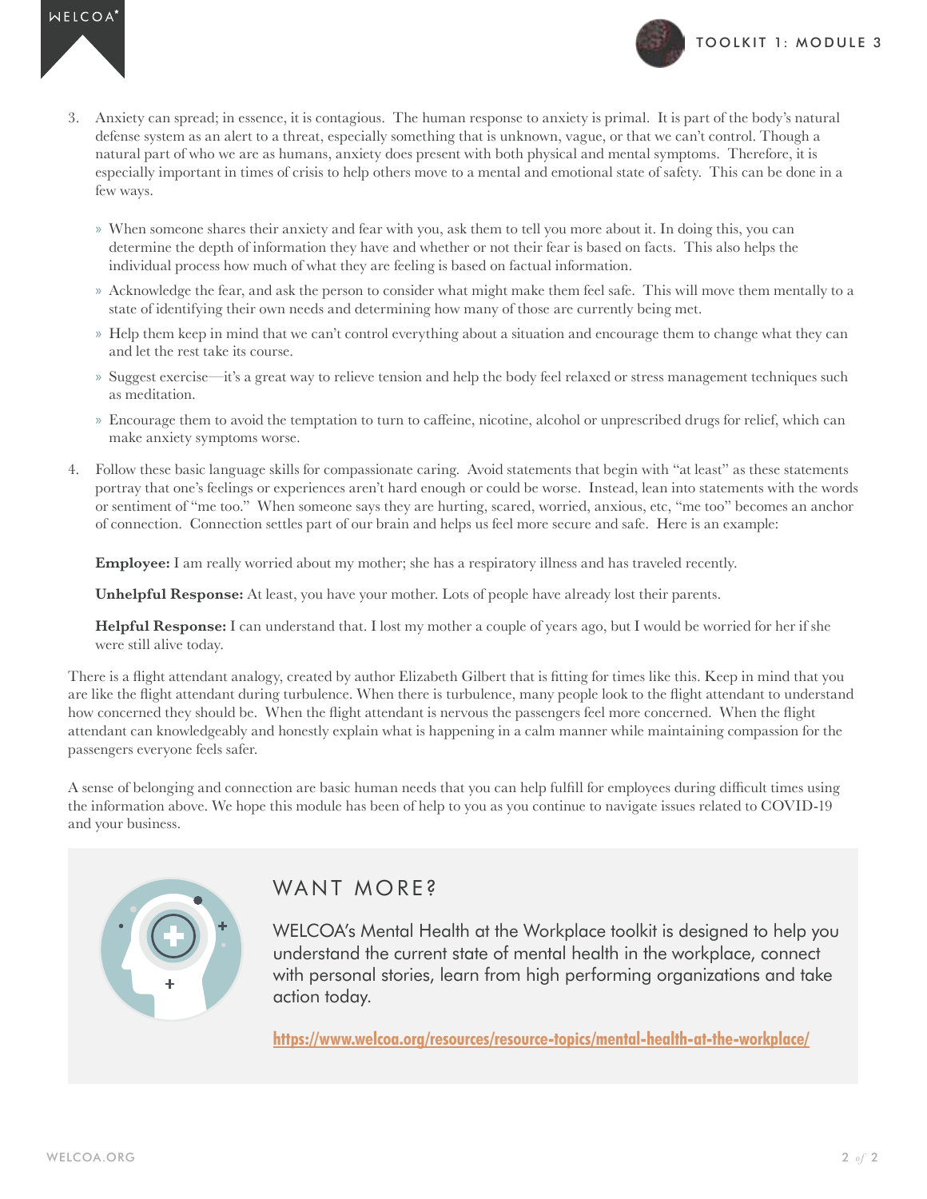3. Anxiety can spread; in essence, it is contagious. The human response to anxiety is primal. It is part of the body's natural defense system as an alert to a threat, especially something that is unknown, vague, or that we can't control. Though a natural part of who we are as humans, anxiety does present with both physical and mental symptoms. Therefore, it is especially important in times of crisis to help others move to a mental and emotional state of safety. This can be done in a few ways.

   » When someone shares their anxiety and fear with you, ask them to tell you more about it. In doing this, you can determine the depth of information they have and whether or not their fear is based on facts. This also helps the individual process how much of what they are feeling is based on factual information.

   » Acknowledge the fear, and ask the person to consider what might make them feel safe. This will move them mentally to a state of identifying their own needs and determining how many of those are currently being met.

   » Help them keep in mind that we can't control everything about a situation and encourage them to change what they can and let the rest take its course.

   » Suggest exercise—it's a great way to relieve tension and help the body feel relaxed or stress management techniques such as meditation.

   » Encourage them to avoid the temptation to turn to caffeine, nicotine, alcohol or unprescribed drugs for relief, which can make anxiety symptoms worse.

4. Follow these basic language skills for compassionate caring. Avoid statements that begin with "at least" as these statements portray that one's feelings or experiences aren't hard enough or could be worse. Instead, lean into statements with the words or sentiment of "me too." When someone says they are hurting, scared, worried, anxious, etc, "me too" becomes an anchor of connection. Connection settles part of our brain and helps us feel more secure and safe. Here is an example:

   **Employee:** I am really worried about my mother; she has a respiratory illness and has traveled recently.

   **Unhelpful Response:** At least, you have your mother. Lots of people have already lost their parents.

   **Helpful Response:** I can understand that. I lost my mother a couple of years ago, but I would be worried for her if she were still alive today.

There is a flight attendant analogy, created by author Elizabeth Gilbert that is fitting for times like this. Keep in mind that you are like the flight attendant during turbulence. When there is turbulence, many people look to the flight attendant to understand how concerned they should be. When the flight attendant is nervous the passengers feel more concerned. When the flight attendant can knowledgeably and honestly explain what is happening in a calm manner while maintaining compassion for the passengers everyone feels safer.

A sense of belonging and connection are basic human needs that you can help fulfill for employees during difficult times using the information above. We hope this module has been of help to you as you continue to navigate issues related to COVID-19 and your business.

## WANT MORE?

WELCOA's Mental Health at the Workplace toolkit is designed to help you understand the current state of mental health in the workplace, connect with personal stories, learn from high performing organizations and take action today.

https://www.welcoa.org/resources/resource-topics/mental-health-at-the-workplace/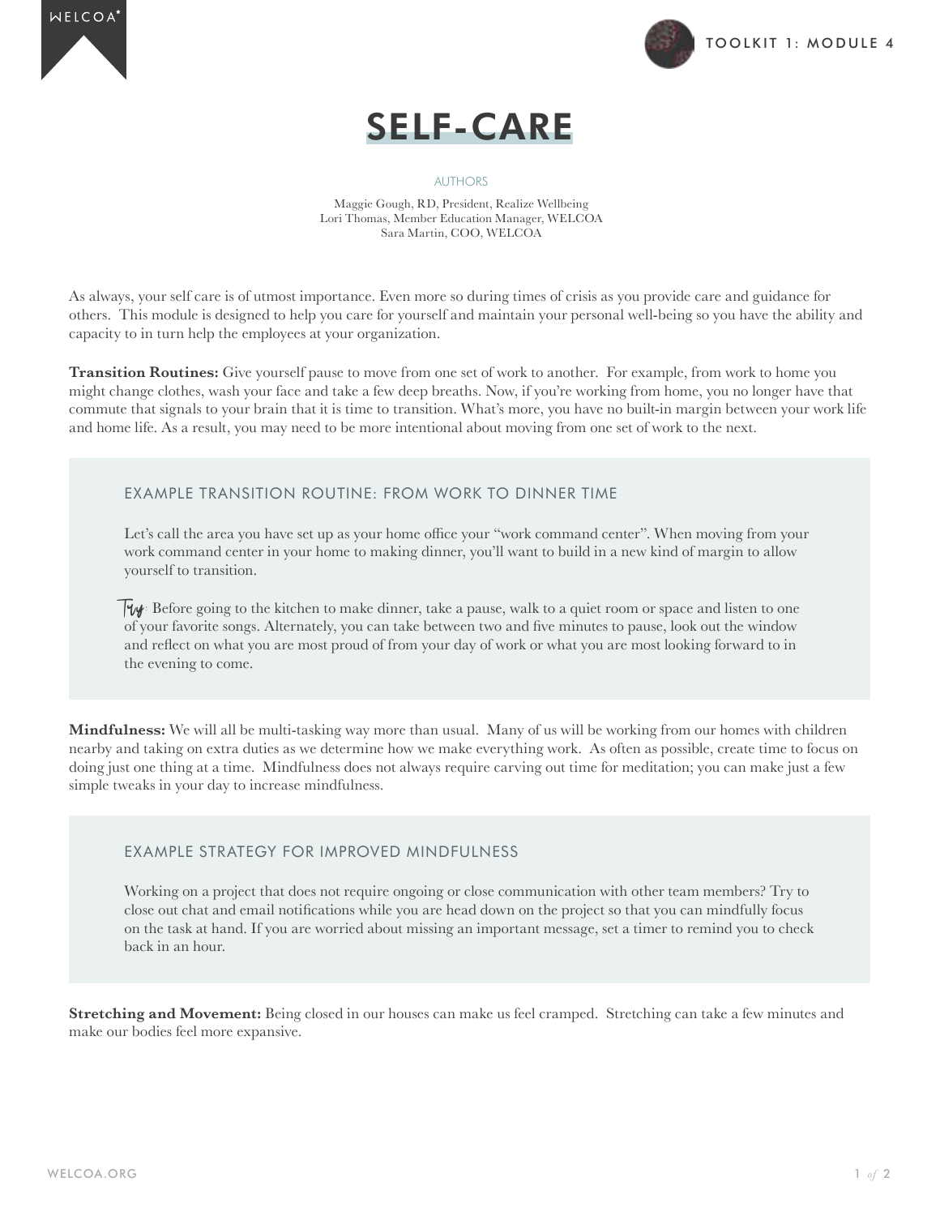# SELF-CARE

AUTHORS

Maggie Gough, RD, President, Realize Wellbeing
Lori Thomas, Member Education Manager, WELCOA
Sara Martin, COO, WELCOA

As always, your self care is of utmost importance. Even more so during times of crisis as you provide care and guidance for others. This module is designed to help you care for yourself and maintain your personal well-being so you have the ability and capacity to in turn help the employees at your organization.

**Transition Routines:** Give yourself pause to move from one set of work to another. For example, from work to home you might change clothes, wash your face and take a few deep breaths. Now, if you're working from home, you no longer have that commute that signals to your brain that it is time to transition. What's more, you have no built-in margin between your work life and home life. As a result, you may need to be more intentional about moving from one set of work to the next.

### EXAMPLE TRANSITION ROUTINE: FROM WORK TO DINNER TIME

Let's call the area you have set up as your home office your "work command center". When moving from your work command center in your home to making dinner, you'll want to build in a new kind of margin to allow yourself to transition.

*Try:* Before going to the kitchen to make dinner, take a pause, walk to a quiet room or space and listen to one of your favorite songs. Alternately, you can take between two and five minutes to pause, look out the window and reflect on what you are most proud of from your day of work or what you are most looking forward to in the evening to come.

**Mindfulness:** We will all be multi-tasking way more than usual. Many of us will be working from our homes with children nearby and taking on extra duties as we determine how we make everything work. As often as possible, create time to focus on doing just one thing at a time. Mindfulness does not always require carving out time for meditation; you can make just a few simple tweaks in your day to increase mindfulness.

### EXAMPLE STRATEGY FOR IMPROVED MINDFULNESS

Working on a project that does not require ongoing or close communication with other team members? Try to close out chat and email notifications while you are head down on the project so that you can mindfully focus on the task at hand. If you are worried about missing an important message, set a timer to remind you to check back in an hour.

**Stretching and Movement:** Being closed in our houses can make us feel cramped. Stretching can take a few minutes and make our bodies feel more expansive.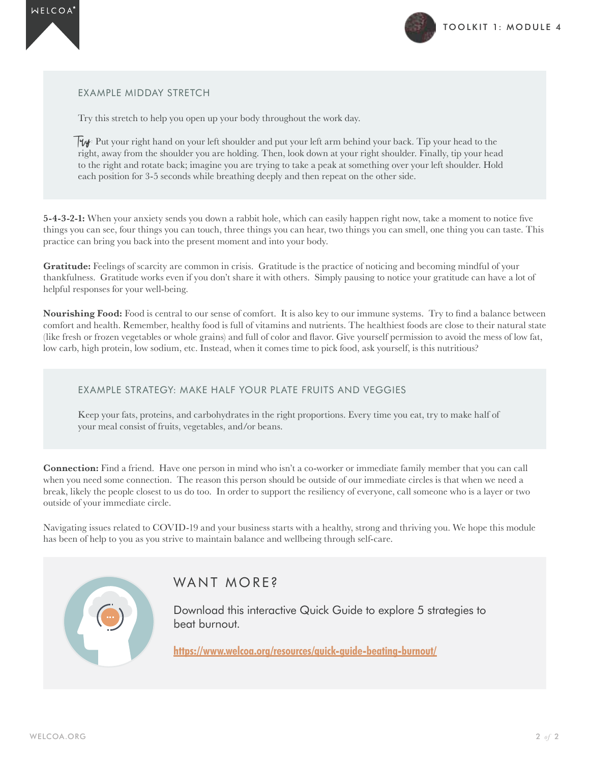### EXAMPLE MIDDAY STRETCH

Try this stretch to help you open up your body throughout the work day.

*Try:* Put your right hand on your left shoulder and put your left arm behind your back. Tip your head to the right, away from the shoulder you are holding. Then, look down at your right shoulder. Finally, tip your head to the right and rotate back; imagine you are trying to take a peak at something over your left shoulder. Hold each position for 3-5 seconds while breathing deeply and then repeat on the other side.

**5-4-3-2-1:** When your anxiety sends you down a rabbit hole, which can easily happen right now, take a moment to notice five things you can see, four things you can touch, three things you can hear, two things you can smell, one thing you can taste. This practice can bring you back into the present moment and into your body.

**Gratitude:** Feelings of scarcity are common in crisis. Gratitude is the practice of noticing and becoming mindful of your thankfulness. Gratitude works even if you don't share it with others. Simply pausing to notice your gratitude can have a lot of helpful responses for your well-being.

**Nourishing Food:** Food is central to our sense of comfort. It is also key to our immune systems. Try to find a balance between comfort and health. Remember, healthy food is full of vitamins and nutrients. The healthiest foods are close to their natural state (like fresh or frozen vegetables or whole grains) and full of color and flavor. Give yourself permission to avoid the mess of low fat, low carb, high protein, low sodium, etc. Instead, when it comes time to pick food, ask yourself, is this nutritious?

### EXAMPLE STRATEGY: MAKE HALF YOUR PLATE FRUITS AND VEGGIES

Keep your fats, proteins, and carbohydrates in the right proportions. Every time you eat, try to make half of your meal consist of fruits, vegetables, and/or beans.

**Connection:** Find a friend. Have one person in mind who isn't a co-worker or immediate family member that you can call when you need some connection. The reason this person should be outside of our immediate circles is that when we need a break, likely the people closest to us do too. In order to support the resiliency of everyone, call someone who is a layer or two outside of your immediate circle.

Navigating issues related to COVID-19 and your business starts with a healthy, strong and thriving you. We hope this module has been of help to you as you strive to maintain balance and wellbeing through self-care.

## WANT MORE?

Download this interactive Quick Guide to explore 5 strategies to beat burnout.

https://www.welcoa.org/resources/quick-guide-beating-burnout/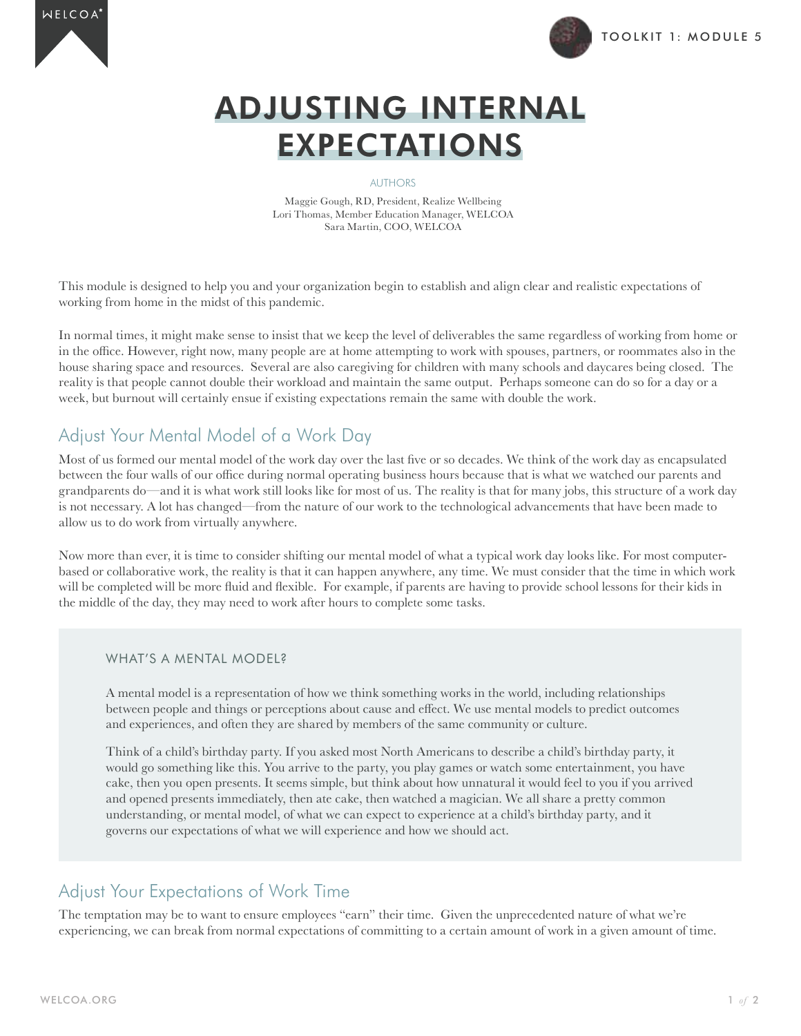# ADJUSTING INTERNAL EXPECTATIONS

AUTHORS

Maggie Gough, RD, President, Realize Wellbeing
Lori Thomas, Member Education Manager, WELCOA
Sara Martin, COO, WELCOA

This module is designed to help you and your organization begin to establish and align clear and realistic expectations of working from home in the midst of this pandemic.

In normal times, it might make sense to insist that we keep the level of deliverables the same regardless of working from home or in the office. However, right now, many people are at home attempting to work with spouses, partners, or roommates also in the house sharing space and resources. Several are also caregiving for children with many schools and daycares being closed. The reality is that people cannot double their workload and maintain the same output. Perhaps someone can do so for a day or a week, but burnout will certainly ensue if existing expectations remain the same with double the work.

## Adjust Your Mental Model of a Work Day

Most of us formed our mental model of the work day over the last five or so decades. We think of the work day as encapsulated between the four walls of our office during normal operating business hours because that is what we watched our parents and grandparents do—and it is what work still looks like for most of us. The reality is that for many jobs, this structure of a work day is not necessary. A lot has changed—from the nature of our work to the technological advancements that have been made to allow us to do work from virtually anywhere.

Now more than ever, it is time to consider shifting our mental model of what a typical work day looks like. For most computer-based or collaborative work, the reality is that it can happen anywhere, any time. We must consider that the time in which work will be completed will be more fluid and flexible. For example, if parents are having to provide school lessons for their kids in the middle of the day, they may need to work after hours to complete some tasks.

### WHAT'S A MENTAL MODEL?

A mental model is a representation of how we think something works in the world, including relationships between people and things or perceptions about cause and effect. We use mental models to predict outcomes and experiences, and often they are shared by members of the same community or culture.

Think of a child's birthday party. If you asked most North Americans to describe a child's birthday party, it would go something like this. You arrive to the party, you play games or watch some entertainment, you have cake, then you open presents. It seems simple, but think about how unnatural it would feel to you if you arrived and opened presents immediately, then ate cake, then watched a magician. We all share a pretty common understanding, or mental model, of what we can expect to experience at a child's birthday party, and it governs our expectations of what we will experience and how we should act.

## Adjust Your Expectations of Work Time

The temptation may be to want to ensure employees "earn" their time. Given the unprecedented nature of what we're experiencing, we can break from normal expectations of committing to a certain amount of work in a given amount of time.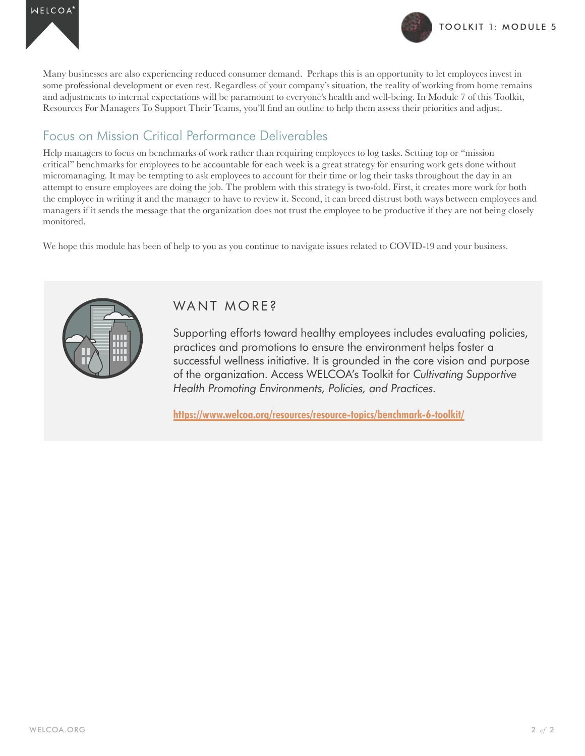Many businesses are also experiencing reduced consumer demand. Perhaps this is an opportunity to let employees invest in some professional development or even rest. Regardless of your company's situation, the reality of working from home remains and adjustments to internal expectations will be paramount to everyone's health and well-being. In Module 7 of this Toolkit, Resources For Managers To Support Their Teams, you'll find an outline to help them assess their priorities and adjust.

## Focus on Mission Critical Performance Deliverables

Help managers to focus on benchmarks of work rather than requiring employees to log tasks. Setting top or "mission critical" benchmarks for employees to be accountable for each week is a great strategy for ensuring work gets done without micromanaging. It may be tempting to ask employees to account for their time or log their tasks throughout the day in an attempt to ensure employees are doing the job. The problem with this strategy is two-fold. First, it creates more work for both the employee in writing it and the manager to have to review it. Second, it can breed distrust both ways between employees and managers if it sends the message that the organization does not trust the employee to be productive if they are not being closely monitored.

We hope this module has been of help to you as you continue to navigate issues related to COVID-19 and your business.

## WANT MORE?

Supporting efforts toward healthy employees includes evaluating policies, practices and promotions to ensure the environment helps foster a successful wellness initiative. It is grounded in the core vision and purpose of the organization. Access WELCOA's Toolkit for *Cultivating Supportive Health Promoting Environments, Policies, and Practices.*

**https://www.welcoa.org/resources/resource-topics/benchmark-6-toolkit/**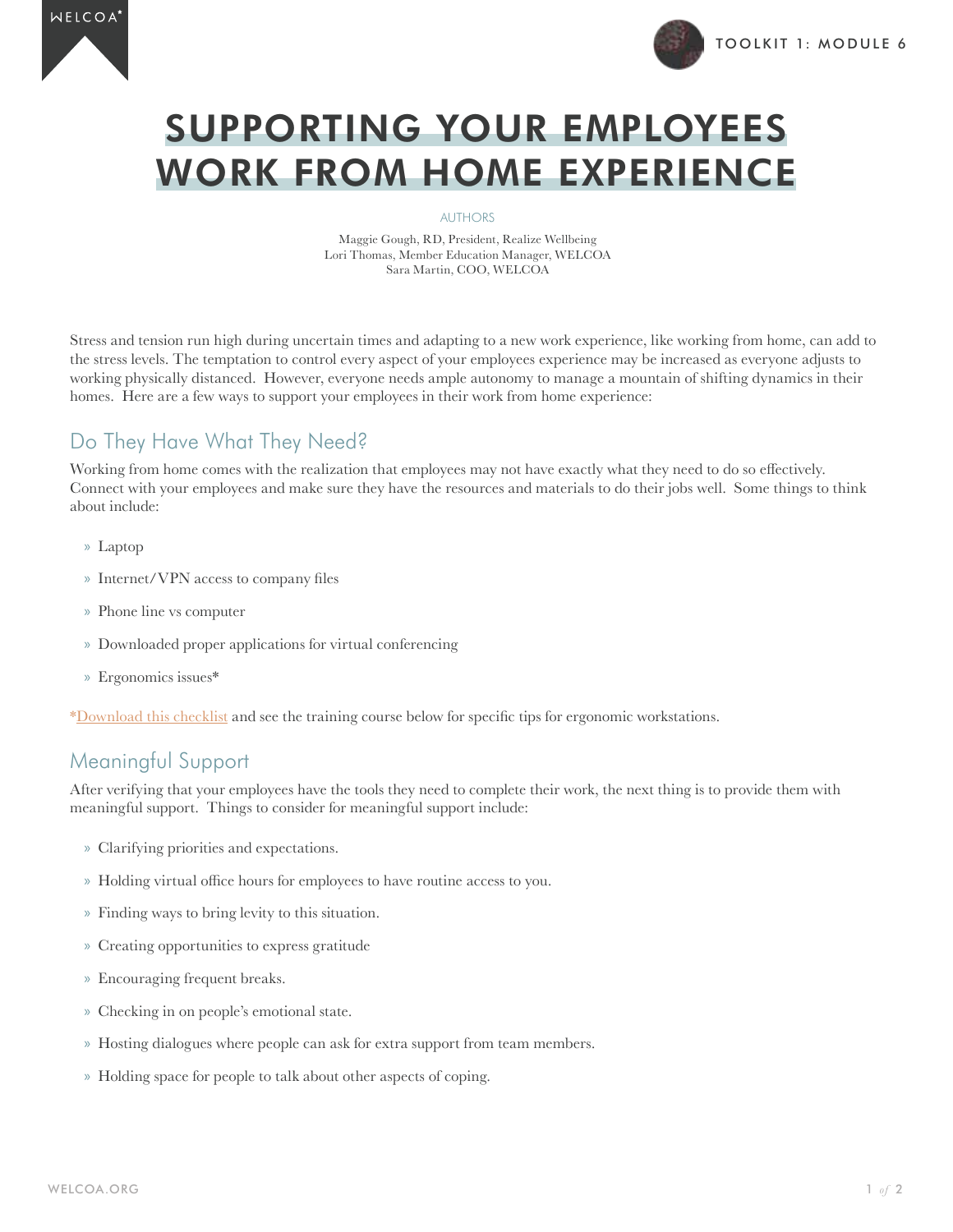# SUPPORTING YOUR EMPLOYEES WORK FROM HOME EXPERIENCE

AUTHORS

Maggie Gough, RD, President, Realize Wellbeing
Lori Thomas, Member Education Manager, WELCOA
Sara Martin, COO, WELCOA

Stress and tension run high during uncertain times and adapting to a new work experience, like working from home, can add to the stress levels. The temptation to control every aspect of your employees experience may be increased as everyone adjusts to working physically distanced. However, everyone needs ample autonomy to manage a mountain of shifting dynamics in their homes. Here are a few ways to support your employees in their work from home experience:

## Do They Have What They Need?

Working from home comes with the realization that employees may not have exactly what they need to do so effectively. Connect with your employees and make sure they have the resources and materials to do their jobs well. Some things to think about include:

- Laptop
- Internet/VPN access to company files
- Phone line vs computer
- Downloaded proper applications for virtual conferencing
- Ergonomics issues*

*Download this checklist and see the training course below for specific tips for ergonomic workstations.

## Meaningful Support

After verifying that your employees have the tools they need to complete their work, the next thing is to provide them with meaningful support. Things to consider for meaningful support include:

- Clarifying priorities and expectations.
- Holding virtual office hours for employees to have routine access to you.
- Finding ways to bring levity to this situation.
- Creating opportunities to express gratitude
- Encouraging frequent breaks.
- Checking in on people's emotional state.
- Hosting dialogues where people can ask for extra support from team members.
- Holding space for people to talk about other aspects of coping.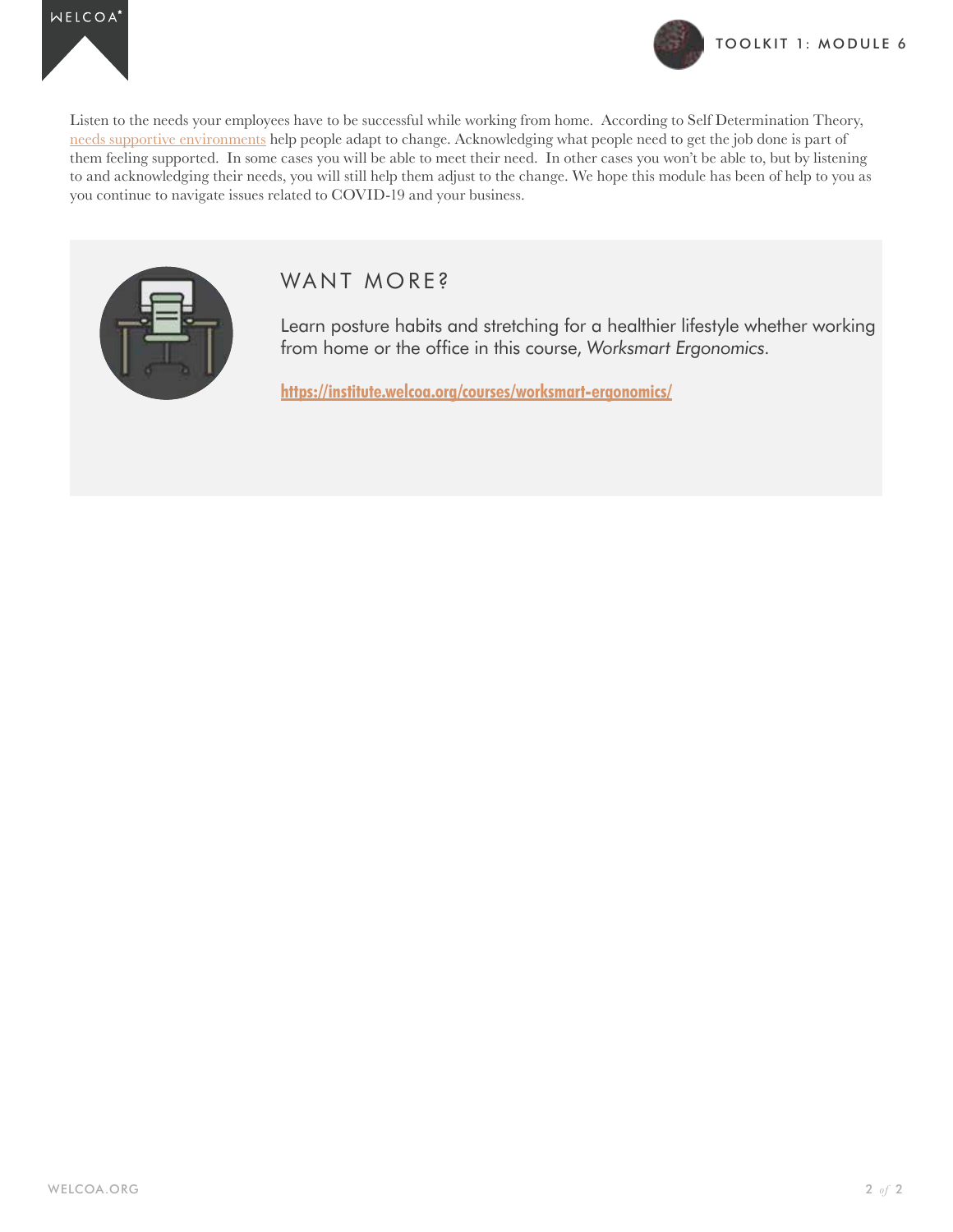Listen to the needs your employees have to be successful while working from home. According to Self Determination Theory, needs supportive environments help people adapt to change. Acknowledging what people need to get the job done is part of them feeling supported. In some cases you will be able to meet their need. In other cases you won't be able to, but by listening to and acknowledging their needs, you will still help them adjust to the change. We hope this module has been of help to you as you continue to navigate issues related to COVID-19 and your business.

## WANT MORE?

Learn posture habits and stretching for a healthier lifestyle whether working from home or the office in this course, *Worksmart Ergonomics*.

**https://institute.welcoa.org/courses/worksmart-ergonomics/**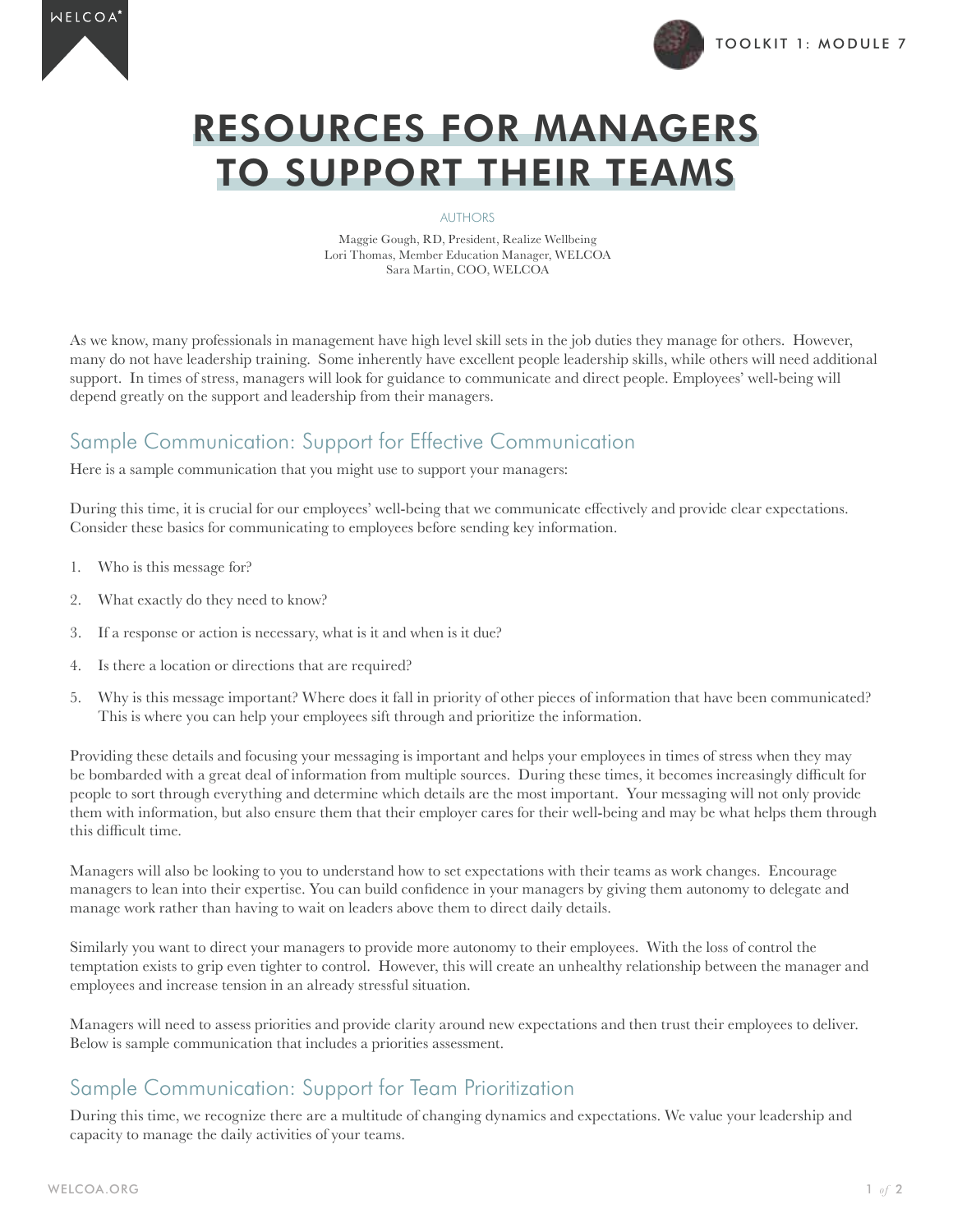# RESOURCES FOR MANAGERS TO SUPPORT THEIR TEAMS

AUTHORS

Maggie Gough, RD, President, Realize Wellbeing
Lori Thomas, Member Education Manager, WELCOA
Sara Martin, COO, WELCOA

As we know, many professionals in management have high level skill sets in the job duties they manage for others. However, many do not have leadership training. Some inherently have excellent people leadership skills, while others will need additional support. In times of stress, managers will look for guidance to communicate and direct people. Employees' well-being will depend greatly on the support and leadership from their managers.

## Sample Communication: Support for Effective Communication

Here is a sample communication that you might use to support your managers:

During this time, it is crucial for our employees' well-being that we communicate effectively and provide clear expectations. Consider these basics for communicating to employees before sending key information.

1. Who is this message for?
2. What exactly do they need to know?
3. If a response or action is necessary, what is it and when is it due?
4. Is there a location or directions that are required?
5. Why is this message important? Where does it fall in priority of other pieces of information that have been communicated? This is where you can help your employees sift through and prioritize the information.

Providing these details and focusing your messaging is important and helps your employees in times of stress when they may be bombarded with a great deal of information from multiple sources. During these times, it becomes increasingly difficult for people to sort through everything and determine which details are the most important. Your messaging will not only provide them with information, but also ensure them that their employer cares for their well-being and may be what helps them through this difficult time.

Managers will also be looking to you to understand how to set expectations with their teams as work changes. Encourage managers to lean into their expertise. You can build confidence in your managers by giving them autonomy to delegate and manage work rather than having to wait on leaders above them to direct daily details.

Similarly you want to direct your managers to provide more autonomy to their employees. With the loss of control the temptation exists to grip even tighter to control. However, this will create an unhealthy relationship between the manager and employees and increase tension in an already stressful situation.

Managers will need to assess priorities and provide clarity around new expectations and then trust their employees to deliver. Below is sample communication that includes a priorities assessment.

## Sample Communication: Support for Team Prioritization

During this time, we recognize there are a multitude of changing dynamics and expectations. We value your leadership and capacity to manage the daily activities of your teams.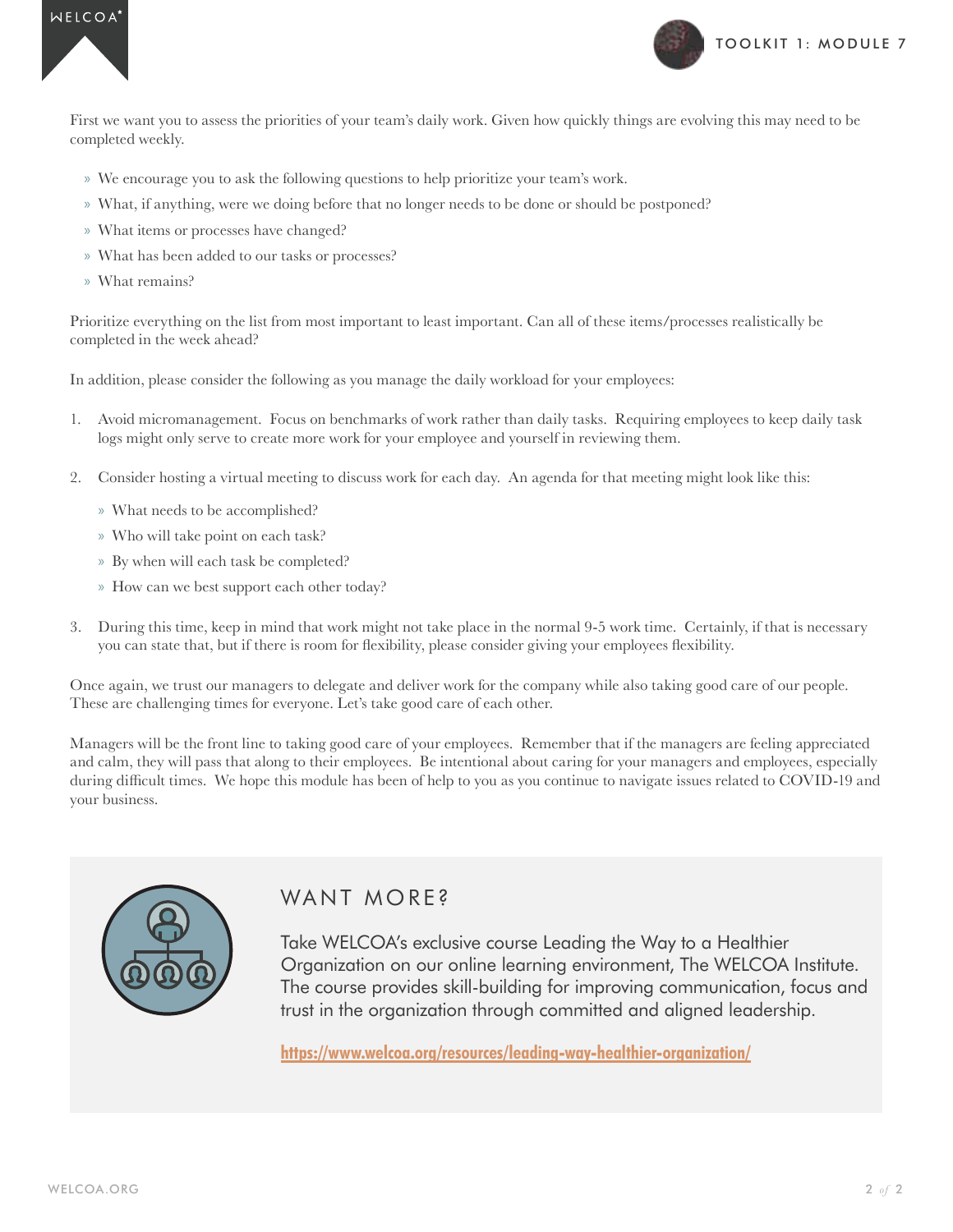First we want you to assess the priorities of your team's daily work. Given how quickly things are evolving this may need to be completed weekly.

- We encourage you to ask the following questions to help prioritize your team's work.
- What, if anything, were we doing before that no longer needs to be done or should be postponed?
- What items or processes have changed?
- What has been added to our tasks or processes?
- What remains?

Prioritize everything on the list from most important to least important. Can all of these items/processes realistically be completed in the week ahead?

In addition, please consider the following as you manage the daily workload for your employees:

1. Avoid micromanagement. Focus on benchmarks of work rather than daily tasks. Requiring employees to keep daily task logs might only serve to create more work for your employee and yourself in reviewing them.

2. Consider hosting a virtual meeting to discuss work for each day. An agenda for that meeting might look like this:
   - What needs to be accomplished?
   - Who will take point on each task?
   - By when will each task be completed?
   - How can we best support each other today?

3. During this time, keep in mind that work might not take place in the normal 9-5 work time. Certainly, if that is necessary you can state that, but if there is room for flexibility, please consider giving your employees flexibility.

Once again, we trust our managers to delegate and deliver work for the company while also taking good care of our people. These are challenging times for everyone. Let's take good care of each other.

Managers will be the front line to taking good care of your employees. Remember that if the managers are feeling appreciated and calm, they will pass that along to their employees. Be intentional about caring for your managers and employees, especially during difficult times. We hope this module has been of help to you as you continue to navigate issues related to COVID-19 and your business.

## WANT MORE?

Take WELCOA's exclusive course Leading the Way to a Healthier Organization on our online learning environment, The WELCOA Institute. The course provides skill-building for improving communication, focus and trust in the organization through committed and aligned leadership.

**https://www.welcoa.org/resources/leading-way-healthier-organization/**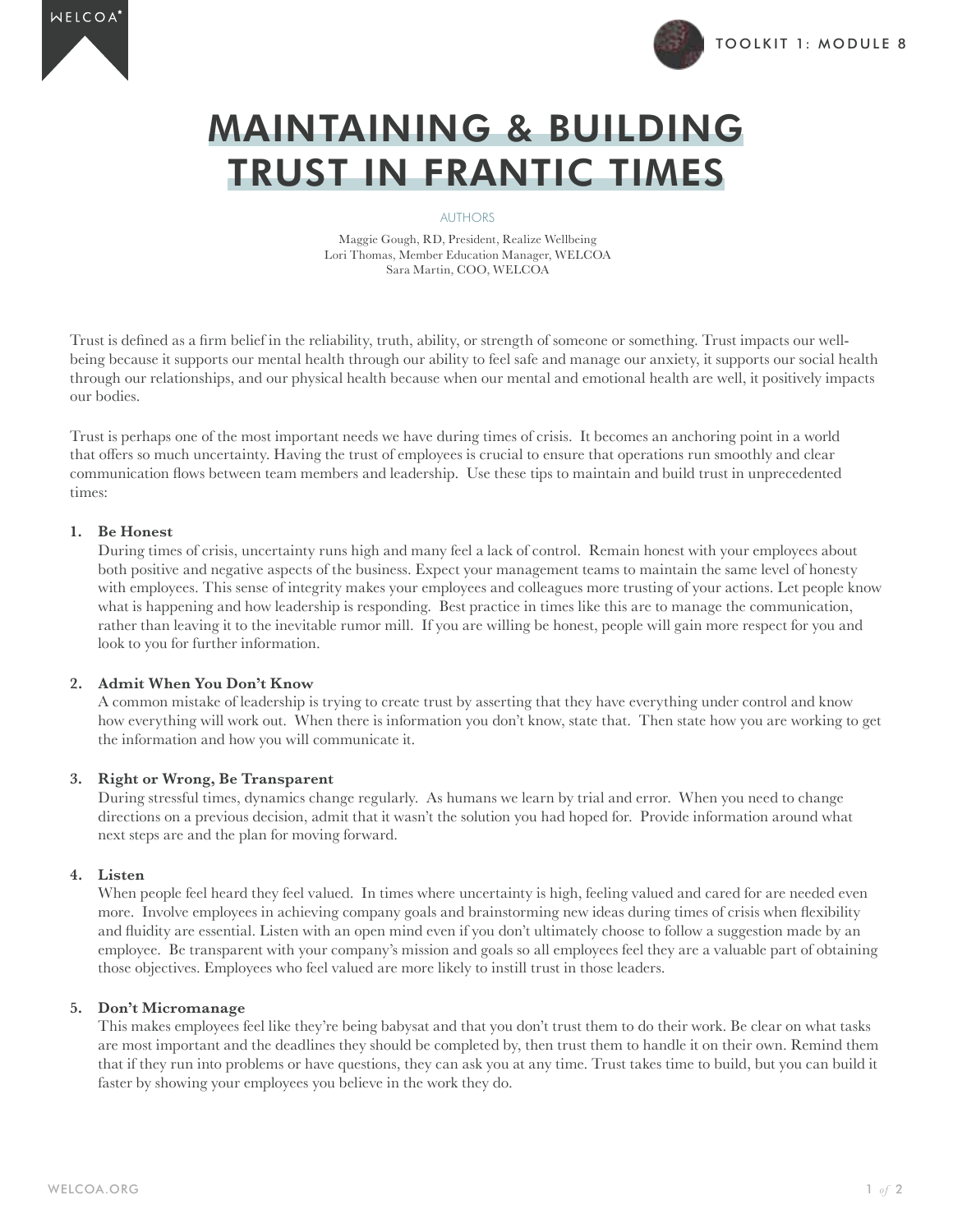# MAINTAINING & BUILDING TRUST IN FRANTIC TIMES

AUTHORS

Maggie Gough, RD, President, Realize Wellbeing
Lori Thomas, Member Education Manager, WELCOA
Sara Martin, COO, WELCOA

Trust is defined as a firm belief in the reliability, truth, ability, or strength of someone or something. Trust impacts our well-being because it supports our mental health through our ability to feel safe and manage our anxiety, it supports our social health through our relationships, and our physical health because when our mental and emotional health are well, it positively impacts our bodies.

Trust is perhaps one of the most important needs we have during times of crisis. It becomes an anchoring point in a world that offers so much uncertainty. Having the trust of employees is crucial to ensure that operations run smoothly and clear communication flows between team members and leadership. Use these tips to maintain and build trust in unprecedented times:

1. **Be Honest**
   During times of crisis, uncertainty runs high and many feel a lack of control. Remain honest with your employees about both positive and negative aspects of the business. Expect your management teams to maintain the same level of honesty with employees. This sense of integrity makes your employees and colleagues more trusting of your actions. Let people know what is happening and how leadership is responding. Best practice in times like this are to manage the communication, rather than leaving it to the inevitable rumor mill. If you are willing be honest, people will gain more respect for you and look to you for further information.

2. **Admit When You Don't Know**
   A common mistake of leadership is trying to create trust by asserting that they have everything under control and know how everything will work out. When there is information you don't know, state that. Then state how you are working to get the information and how you will communicate it.

3. **Right or Wrong, Be Transparent**
   During stressful times, dynamics change regularly. As humans we learn by trial and error. When you need to change directions on a previous decision, admit that it wasn't the solution you had hoped for. Provide information around what next steps are and the plan for moving forward.

4. **Listen**
   When people feel heard they feel valued. In times where uncertainty is high, feeling valued and cared for are needed even more. Involve employees in achieving company goals and brainstorming new ideas during times of crisis when flexibility and fluidity are essential. Listen with an open mind even if you don't ultimately choose to follow a suggestion made by an employee. Be transparent with your company's mission and goals so all employees feel they are a valuable part of obtaining those objectives. Employees who feel valued are more likely to instill trust in those leaders.

5. **Don't Micromanage**
   This makes employees feel like they're being babysat and that you don't trust them to do their work. Be clear on what tasks are most important and the deadlines they should be completed by, then trust them to handle it on their own. Remind them that if they run into problems or have questions, they can ask you at any time. Trust takes time to build, but you can build it faster by showing your employees you believe in the work they do.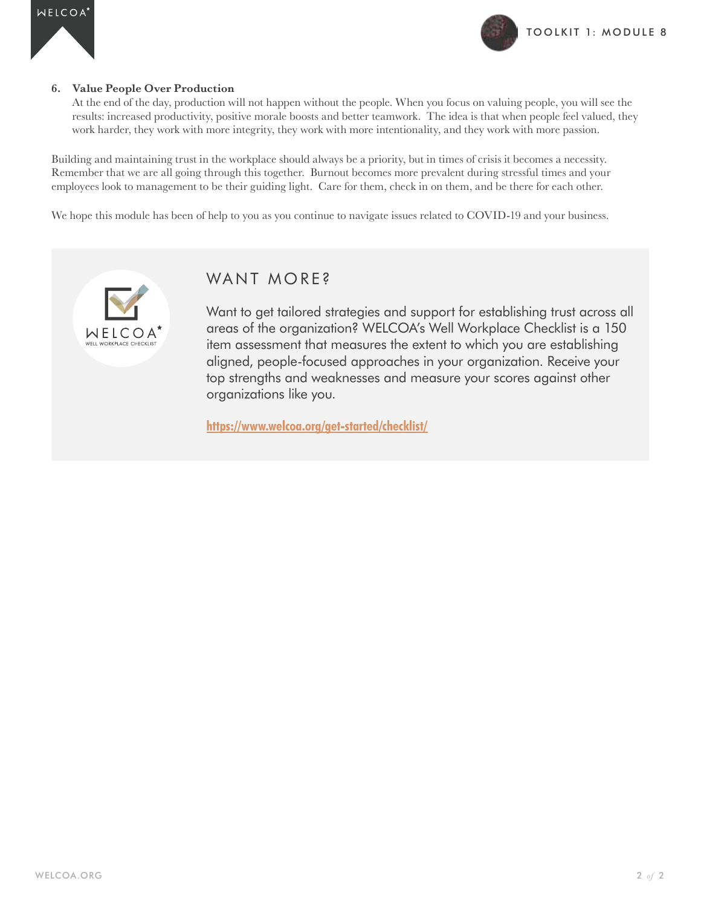6. **Value People Over Production**
   At the end of the day, production will not happen without the people. When you focus on valuing people, you will see the results: increased productivity, positive morale boosts and better teamwork. The idea is that when people feel valued, they work harder, they work with more integrity, they work with more intentionality, and they work with more passion.

Building and maintaining trust in the workplace should always be a priority, but in times of crisis it becomes a necessity. Remember that we are all going through this together. Burnout becomes more prevalent during stressful times and your employees look to management to be their guiding light. Care for them, check in on them, and be there for each other.

We hope this module has been of help to you as you continue to navigate issues related to COVID-19 and your business.

## WANT MORE?

Want to get tailored strategies and support for establishing trust across all areas of the organization? WELCOA's Well Workplace Checklist is a 150 item assessment that measures the extent to which you are establishing aligned, people-focused approaches in your organization. Receive your top strengths and weaknesses and measure your scores against other organizations like you.

https://www.welcoa.org/get-started/checklist/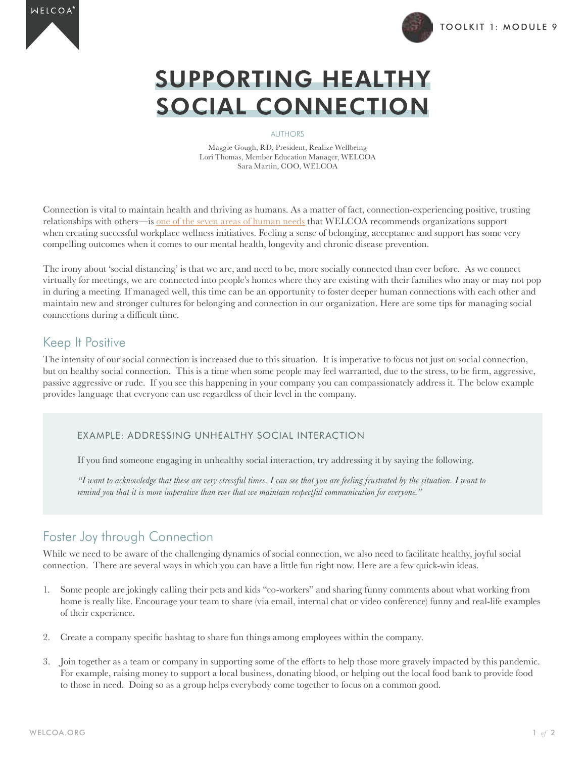# SUPPORTING HEALTHY SOCIAL CONNECTION

AUTHORS

Maggie Gough, RD, President, Realize Wellbeing
Lori Thomas, Member Education Manager, WELCOA
Sara Martin, COO, WELCOA

Connection is vital to maintain health and thriving as humans. As a matter of fact, connection-experiencing positive, trusting relationships with others—is one of the seven areas of human needs that WELCOA recommends organizations support when creating successful workplace wellness initiatives. Feeling a sense of belonging, acceptance and support has some very compelling outcomes when it comes to our mental health, longevity and chronic disease prevention.

The irony about 'social distancing' is that we are, and need to be, more socially connected than ever before. As we connect virtually for meetings, we are connected into people's homes where they are existing with their families who may or may not pop in during a meeting. If managed well, this time can be an opportunity to foster deeper human connections with each other and maintain new and stronger cultures for belonging and connection in our organization. Here are some tips for managing social connections during a difficult time.

## Keep It Positive

The intensity of our social connection is increased due to this situation. It is imperative to focus not just on social connection, but on healthy social connection. This is a time when some people may feel warranted, due to the stress, to be firm, aggressive, passive aggressive or rude. If you see this happening in your company you can compassionately address it. The below example provides language that everyone can use regardless of their level in the company.

### EXAMPLE: ADDRESSING UNHEALTHY SOCIAL INTERACTION

If you find someone engaging in unhealthy social interaction, try addressing it by saying the following.

*"I want to acknowledge that these are very stressful times. I can see that you are feeling frustrated by the situation. I want to remind you that it is more imperative than ever that we maintain respectful communication for everyone."*

## Foster Joy through Connection

While we need to be aware of the challenging dynamics of social connection, we also need to facilitate healthy, joyful social connection. There are several ways in which you can have a little fun right now. Here are a few quick-win ideas.

1. Some people are jokingly calling their pets and kids "co-workers" and sharing funny comments about what working from home is really like. Encourage your team to share (via email, internal chat or video conference) funny and real-life examples of their experience.

2. Create a company specific hashtag to share fun things among employees within the company.

3. Join together as a team or company in supporting some of the efforts to help those more gravely impacted by this pandemic. For example, raising money to support a local business, donating blood, or helping out the local food bank to provide food to those in need. Doing so as a group helps everybody come together to focus on a common good.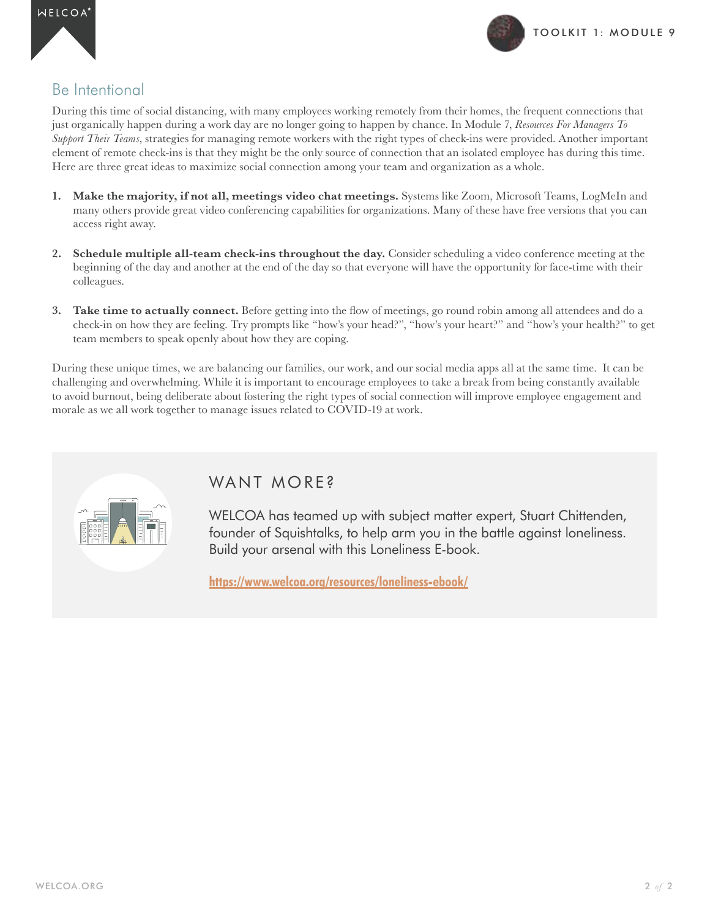## Be Intentional

During this time of social distancing, with many employees working remotely from their homes, the frequent connections that just organically happen during a work day are no longer going to happen by chance. In Module 7, *Resources For Managers To Support Their Teams*, strategies for managing remote workers with the right types of check-ins were provided. Another important element of remote check-ins is that they might be the only source of connection that an isolated employee has during this time. Here are three great ideas to maximize social connection among your team and organization as a whole.

1. **Make the majority, if not all, meetings video chat meetings.** Systems like Zoom, Microsoft Teams, LogMeIn and many others provide great video conferencing capabilities for organizations. Many of these have free versions that you can access right away.

2. **Schedule multiple all-team check-ins throughout the day.** Consider scheduling a video conference meeting at the beginning of the day and another at the end of the day so that everyone will have the opportunity for face-time with their colleagues.

3. **Take time to actually connect.** Before getting into the flow of meetings, go round robin among all attendees and do a check-in on how they are feeling. Try prompts like "how's your head?", "how's your heart?" and "how's your health?" to get team members to speak openly about how they are coping.

During these unique times, we are balancing our families, our work, and our social media apps all at the same time. It can be challenging and overwhelming. While it is important to encourage employees to take a break from being constantly available to avoid burnout, being deliberate about fostering the right types of social connection will improve employee engagement and morale as we all work together to manage issues related to COVID-19 at work.

## WANT MORE?

WELCOA has teamed up with subject matter expert, Stuart Chittenden, founder of Squishtalks, to help arm you in the battle against loneliness. Build your arsenal with this Loneliness E-book.

https://www.welcoa.org/resources/loneliness-ebook/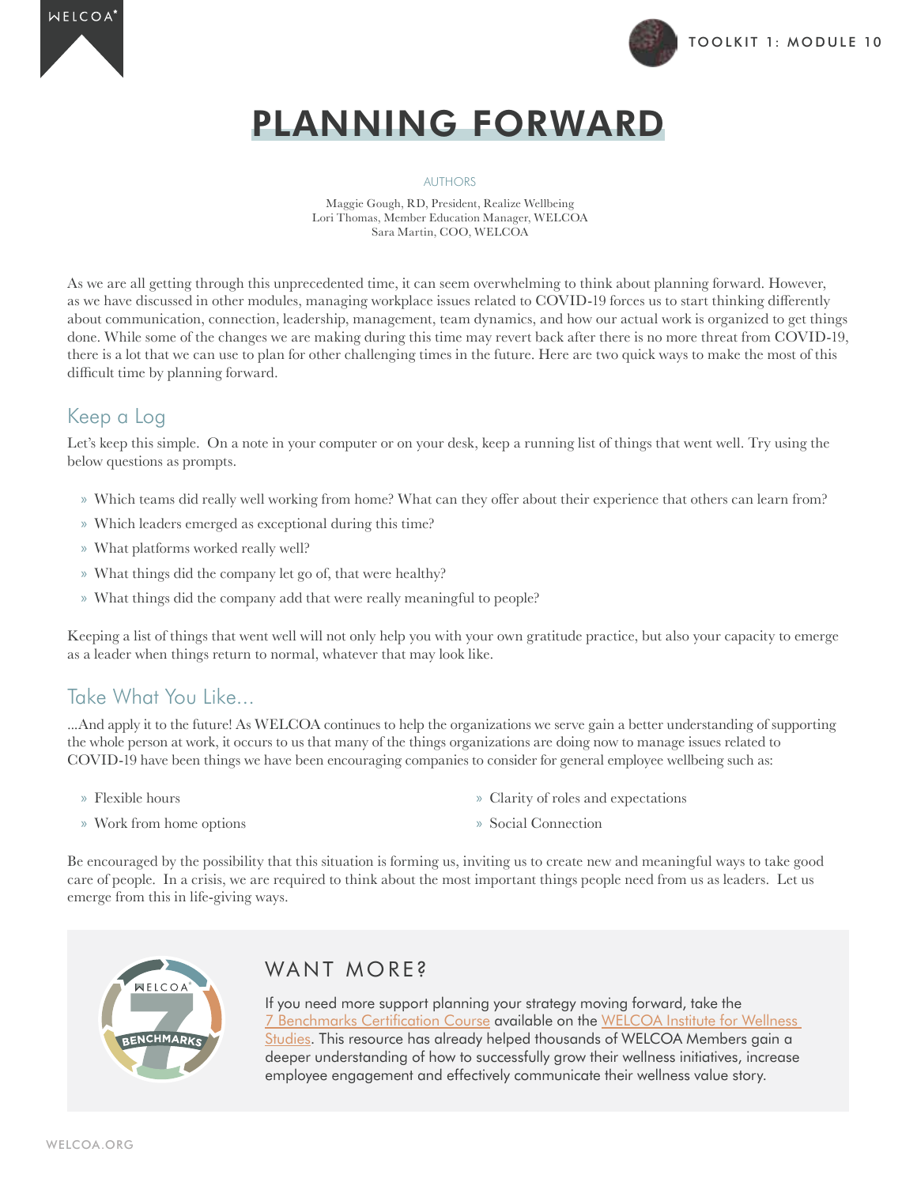# PLANNING FORWARD

AUTHORS

Maggie Gough, RD, President, Realize Wellbeing
Lori Thomas, Member Education Manager, WELCOA
Sara Martin, COO, WELCOA

As we are all getting through this unprecedented time, it can seem overwhelming to think about planning forward. However, as we have discussed in other modules, managing workplace issues related to COVID-19 forces us to start thinking differently about communication, connection, leadership, management, team dynamics, and how our actual work is organized to get things done. While some of the changes we are making during this time may revert back after there is no more threat from COVID-19, there is a lot that we can use to plan for other challenging times in the future. Here are two quick ways to make the most of this difficult time by planning forward.

## Keep a Log

Let's keep this simple. On a note in your computer or on your desk, keep a running list of things that went well. Try using the below questions as prompts.

- Which teams did really well working from home? What can they offer about their experience that others can learn from?
- Which leaders emerged as exceptional during this time?
- What platforms worked really well?
- What things did the company let go of, that were healthy?
- What things did the company add that were really meaningful to people?

Keeping a list of things that went well will not only help you with your own gratitude practice, but also your capacity to emerge as a leader when things return to normal, whatever that may look like.

## Take What You Like...

...And apply it to the future! As WELCOA continues to help the organizations we serve gain a better understanding of supporting the whole person at work, it occurs to us that many of the things organizations are doing now to manage issues related to COVID-19 have been things we have been encouraging companies to consider for general employee wellbeing such as:

- Flexible hours
- Work from home options
- Clarity of roles and expectations
- Social Connection

Be encouraged by the possibility that this situation is forming us, inviting us to create new and meaningful ways to take good care of people. In a crisis, we are required to think about the most important things people need from us as leaders. Let us emerge from this in life-giving ways.

## WANT MORE?

If you need more support planning your strategy moving forward, take the 7 Benchmarks Certification Course available on the WELCOA Institute for Wellness Studies. This resource has already helped thousands of WELCOA Members gain a deeper understanding of how to successfully grow their wellness initiatives, increase employee engagement and effectively communicate their wellness value story.